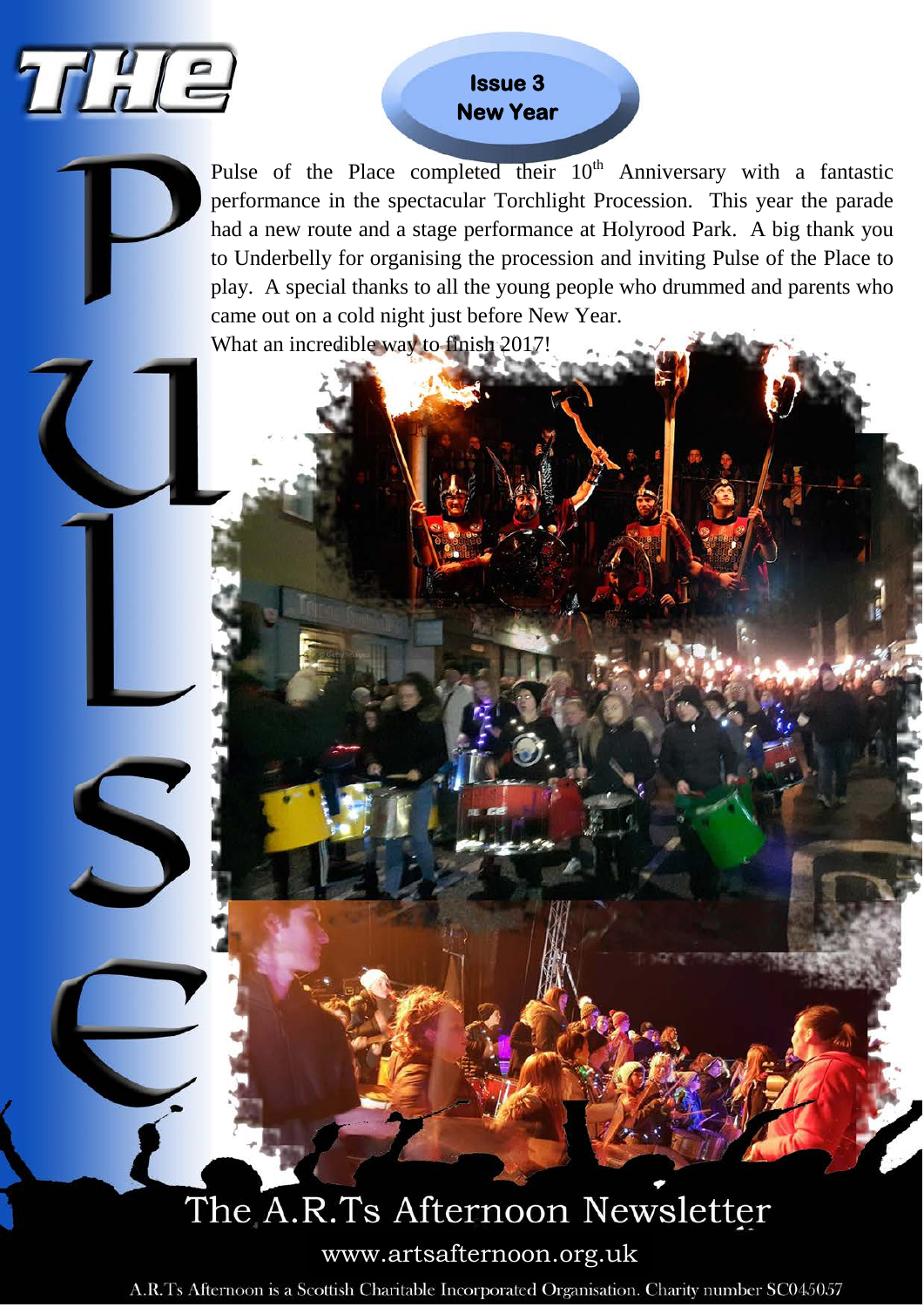# THE Pulse

**Issue 3**
**New Year**

Pulse of the Place completed their 10th Anniversary with a fantastic performance in the spectacular Torchlight Procession. This year the parade had a new route and a stage performance at Holyrood Park. A big thank you to Underbelly for organising the procession and inviting Pulse of the Place to play. A special thanks to all the young people who drummed and parents who came out on a cold night just before New Year.

What an incredible way to finish 2017!

## The A.R.Ts Afternoon Newsletter

www.artsafternoon.org.uk

A.R.Ts Afternoon is a Scottish Charitable Incorporated Organisation. Charity number SC045057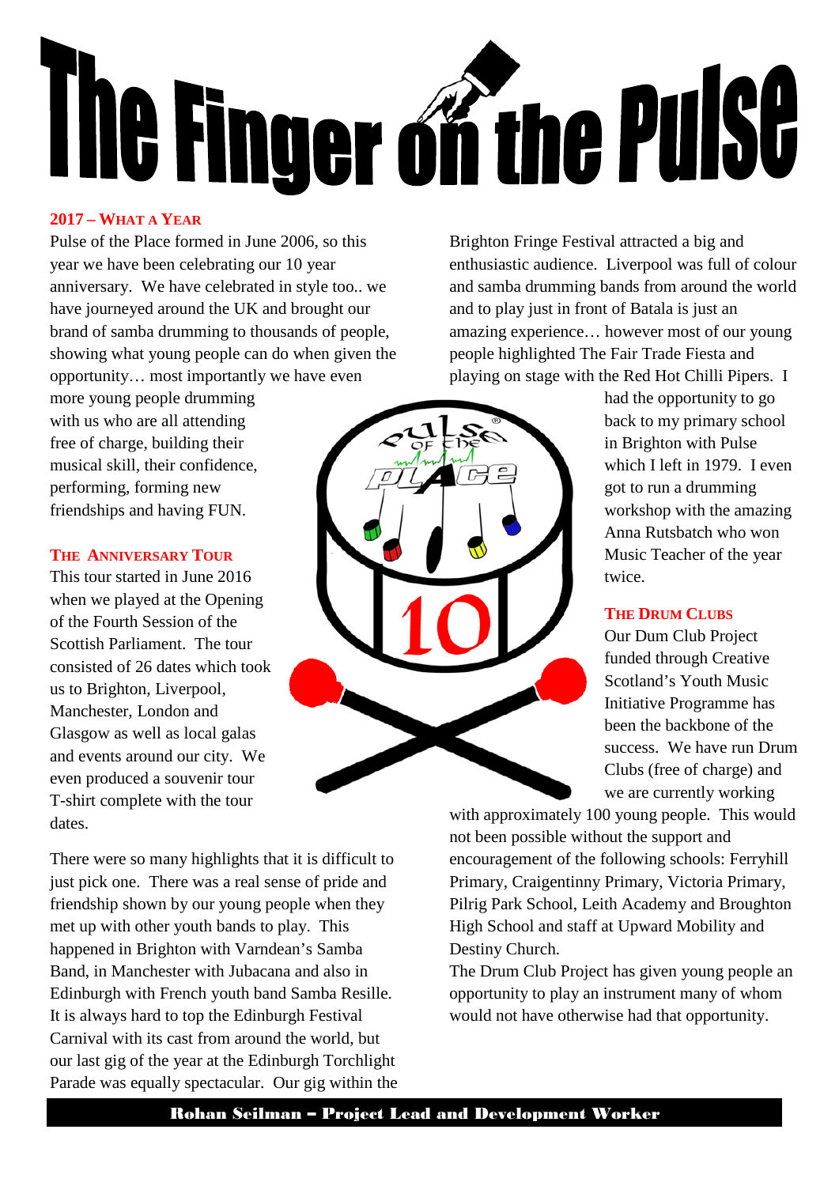# The Finger on the Pulse

## 2017 – What a Year

Pulse of the Place formed in June 2006, so this year we have been celebrating our 10 year anniversary. We have celebrated in style too.. we have journeyed around the UK and brought our brand of samba drumming to thousands of people, showing what young people can do when given the opportunity… most importantly we have even more young people drumming with us who are all attending free of charge, building their musical skill, their confidence, performing, forming new friendships and having FUN.

## The Anniversary Tour

This tour started in June 2016 when we played at the Opening of the Fourth Session of the Scottish Parliament. The tour consisted of 26 dates which took us to Brighton, Liverpool, Manchester, London and Glasgow as well as local galas and events around our city. We even produced a souvenir tour T-shirt complete with the tour dates.

There were so many highlights that it is difficult to just pick one. There was a real sense of pride and friendship shown by our young people when they met up with other youth bands to play. This happened in Brighton with Varndean's Samba Band, in Manchester with Jubacana and also in Edinburgh with French youth band Samba Resille. It is always hard to top the Edinburgh Festival Carnival with its cast from around the world, but our last gig of the year at the Edinburgh Torchlight Parade was equally spectacular. Our gig within the Brighton Fringe Festival attracted a big and enthusiastic audience. Liverpool was full of colour and samba drumming bands from around the world and to play just in front of Batala is just an amazing experience… however most of our young people highlighted The Fair Trade Fiesta and playing on stage with the Red Hot Chilli Pipers. I had the opportunity to go back to my primary school in Brighton with Pulse which I left in 1979. I even got to run a drumming workshop with the amazing Anna Rutsbatch who won Music Teacher of the year twice.

## The Drum Clubs

Our Dum Club Project funded through Creative Scotland's Youth Music Initiative Programme has been the backbone of the success. We have run Drum Clubs (free of charge) and we are currently working with approximately 100 young people. This would not been possible without the support and encouragement of the following schools: Ferryhill Primary, Craigentinny Primary, Victoria Primary, Pilrig Park School, Leith Academy and Broughton High School and staff at Upward Mobility and Destiny Church.

The Drum Club Project has given young people an opportunity to play an instrument many of whom would not have otherwise had that opportunity.

**Rohan Seilman – Project Lead and Development Worker**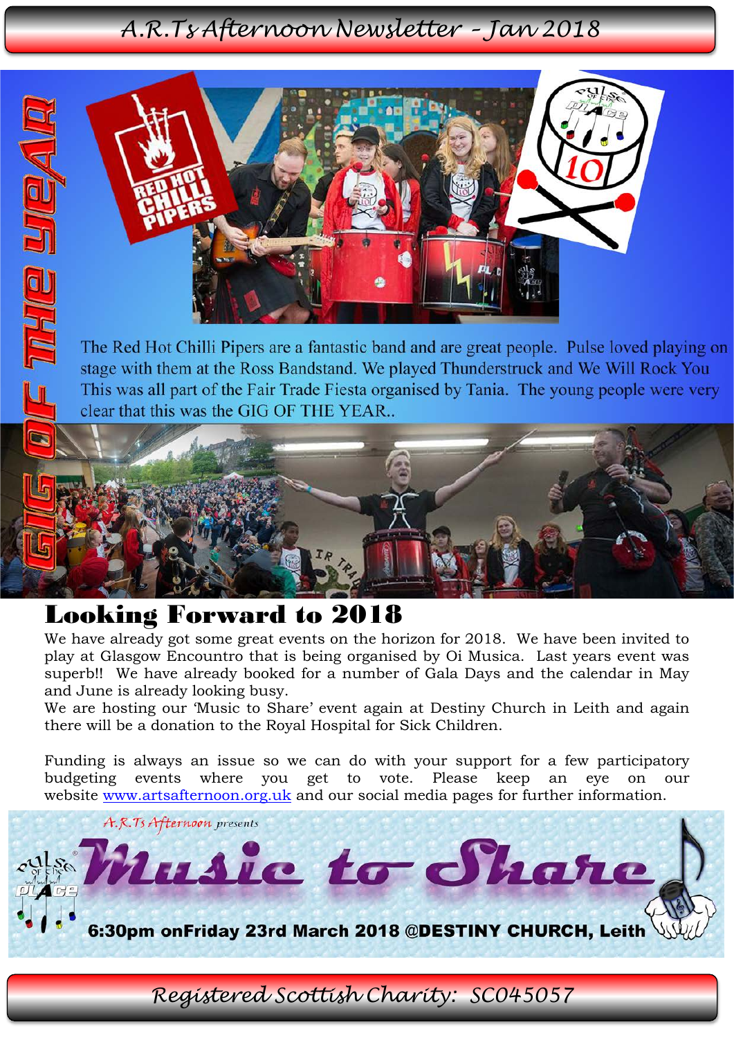# GIG OF THE YEAR

The Red Hot Chilli Pipers are a fantastic band and are great people. Pulse loved playing on stage with them at the Ross Bandstand. We played Thunderstruck and We Will Rock You This was all part of the Fair Trade Fiesta organised by Tania. The young people were very clear that this was the GIG OF THE YEAR..

## Looking Forward to 2018

We have already got some great events on the horizon for 2018. We have been invited to play at Glasgow Encountro that is being organised by Oi Musica. Last years event was superb!! We have already booked for a number of Gala Days and the calendar in May and June is already looking busy.

We are hosting our 'Music to Share' event again at Destiny Church in Leith and again there will be a donation to the Royal Hospital for Sick Children.

Funding is always an issue so we can do with your support for a few participatory budgeting events where you get to vote. Please keep an eye on our website [www.artsafternoon.org.uk](http://www.artsafternoon.org.uk) and our social media pages for further information.

*A.R.Ts Afternoon presents*

## Music to Share

**6:30pm onFriday 23rd March 2018 @DESTINY CHURCH, Leith**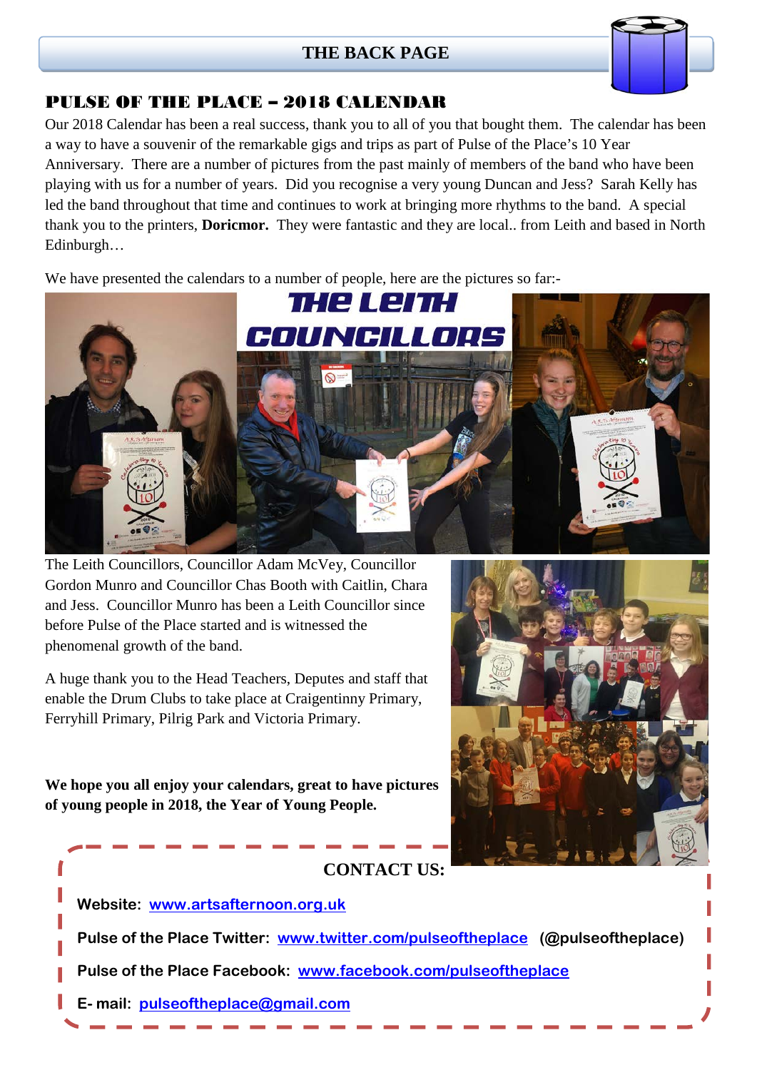## THE BACK PAGE

## PULSE OF THE PLACE – 2018 CALENDAR

Our 2018 Calendar has been a real success, thank you to all of you that bought them. The calendar has been a way to have a souvenir of the remarkable gigs and trips as part of Pulse of the Place's 10 Year Anniversary. There are a number of pictures from the past mainly of members of the band who have been playing with us for a number of years. Did you recognise a very young Duncan and Jess? Sarah Kelly has led the band throughout that time and continues to work at bringing more rhythms to the band. A special thank you to the printers, **Doricmor.** They were fantastic and they are local.. from Leith and based in North Edinburgh…

We have presented the calendars to a number of people, here are the pictures so far:-

THE LEITH COUNCILLORS

The Leith Councillors, Councillor Adam McVey, Councillor Gordon Munro and Councillor Chas Booth with Caitlin, Chara and Jess. Councillor Munro has been a Leith Councillor since before Pulse of the Place started and is witnessed the phenomenal growth of the band.

A huge thank you to the Head Teachers, Deputes and staff that enable the Drum Clubs to take place at Craigentinny Primary, Ferryhill Primary, Pilrig Park and Victoria Primary.

**We hope you all enjoy your calendars, great to have pictures of young people in 2018, the Year of Young People.**

### CONTACT US:

**Website:** www.artsafternoon.org.uk

**Pulse of the Place Twitter:** www.twitter.com/pulseoftheplace **(@pulseoftheplace)**

**Pulse of the Place Facebook:** www.facebook.com/pulseoftheplace

**E- mail:** pulseoftheplace@gmail.com